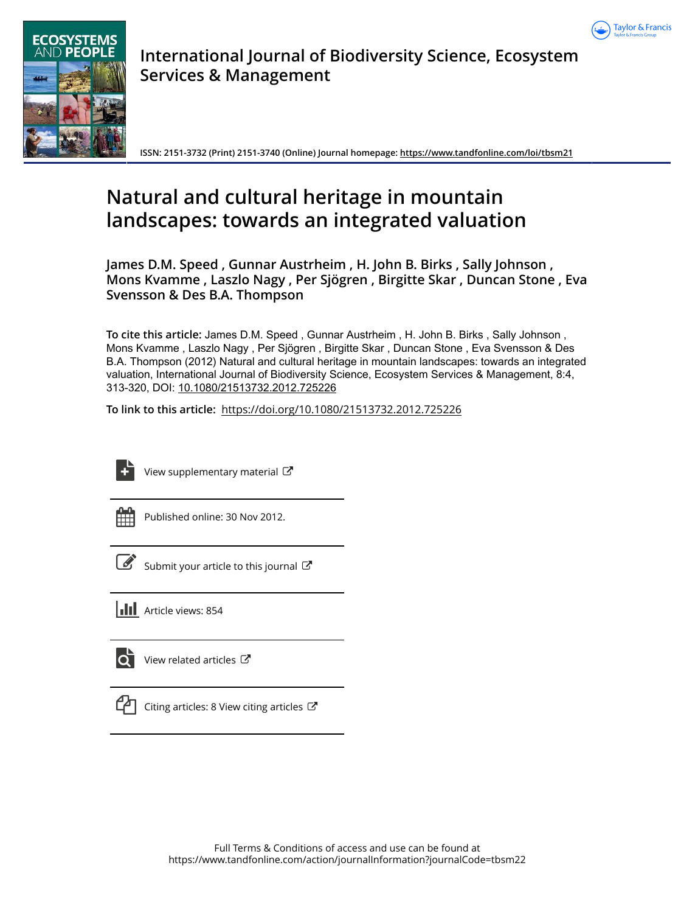International Journal of Biodiversity Science, Ecosystem Services & Management

ISSN: 2151-3732 (Print) 2151-3740 (Online) Journal homepage: https://www.tandfonline.com/loi/tbsm21

# Natural and cultural heritage in mountain landscapes: towards an integrated valuation

**James D.M. Speed , Gunnar Austrheim , H. John B. Birks , Sally Johnson , Mons Kvamme , Laszlo Nagy , Per Sjögren , Birgitte Skar , Duncan Stone , Eva Svensson & Des B.A. Thompson**

**To cite this article:** James D.M. Speed , Gunnar Austrheim , H. John B. Birks , Sally Johnson , Mons Kvamme , Laszlo Nagy , Per Sjögren , Birgitte Skar , Duncan Stone , Eva Svensson & Des B.A. Thompson (2012) Natural and cultural heritage in mountain landscapes: towards an integrated valuation, International Journal of Biodiversity Science, Ecosystem Services & Management, 8:4, 313-320, DOI: 10.1080/21513732.2012.725226

**To link to this article:** https://doi.org/10.1080/21513732.2012.725226

View supplementary material

Published online: 30 Nov 2012.

Submit your article to this journal

Article views: 854

View related articles

Citing articles: 8 View citing articles

Full Terms & Conditions of access and use can be found at https://www.tandfonline.com/action/journalInformation?journalCode=tbsm22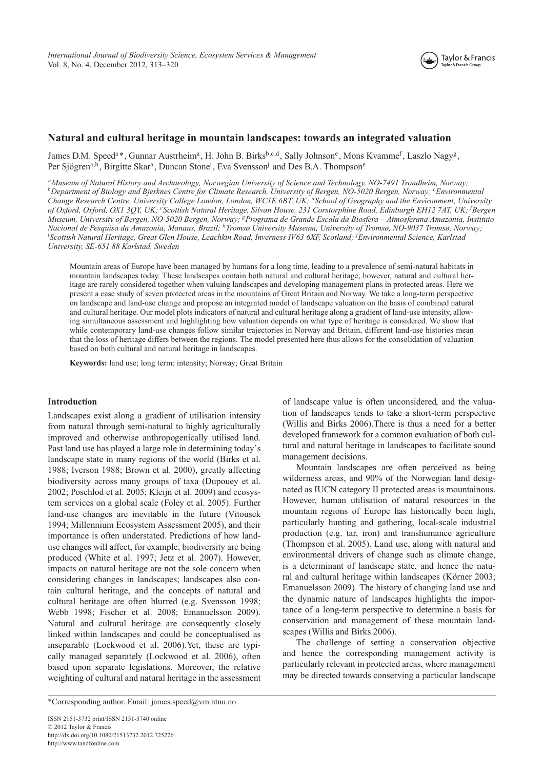## Natural and cultural heritage in mountain landscapes: towards an integrated valuation

James D.M. Speed[a]*, Gunnar Austrheim[a], H. John B. Birks[b,c,d], Sally Johnson[e], Mons Kvamme[f], Laszlo Nagy[g], Per Sjögren[a,h], Birgitte Skar[a], Duncan Stone[i], Eva Svensson[j] and Des B.A. Thompson[e]

*[a]Museum of Natural History and Archaeology, Norwegian University of Science and Technology, NO-7491 Trondheim, Norway; [b]Department of Biology and Bjerknes Centre for Climate Research, University of Bergen, NO-5020 Bergen, Norway; [c]Environmental Change Research Centre, University College London, London, WC1E 6BT, UK; [d]School of Geography and the Environment, University of Oxford, Oxford, OX1 3QY, UK; [e]Scottish Natural Heritage, Silvan House, 231 Corstorphine Road, Edinburgh EH12 7AT, UK; [f]Bergen Museum, University of Bergen, NO-5020 Bergen, Norway; [g]Programa de Grande Escala da Biosfera – Atmosferana Amazonia, Instituto Nacional de Pesquisa da Amazonia, Manaus, Brazil; [h]Tromsø University Museum, University of Tromsø, NO-9037 Tromsø, Norway; [i]Scottish Natural Heritage, Great Glen House, Leachkin Road, Inverness IV63 6XF, Scotland; [j]Environmental Science, Karlstad University, SE-651 88 Karlstad, Sweden*

Mountain areas of Europe have been managed by humans for a long time, leading to a prevalence of semi-natural habitats in mountain landscapes today. These landscapes contain both natural and cultural heritage; however, natural and cultural heritage are rarely considered together when valuing landscapes and developing management plans in protected areas. Here we present a case study of seven protected areas in the mountains of Great Britain and Norway. We take a long-term perspective on landscape and land-use change and propose an integrated model of landscape valuation on the basis of combined natural and cultural heritage. Our model plots indicators of natural and cultural heritage along a gradient of land-use intensity, allowing simultaneous assessment and highlighting how valuation depends on what type of heritage is considered. We show that while contemporary land-use changes follow similar trajectories in Norway and Britain, different land-use histories mean that the loss of heritage differs between the regions. The model presented here thus allows for the consolidation of valuation based on both cultural and natural heritage in landscapes.

**Keywords:** land use; long term; intensity; Norway; Great Britain

### Introduction

Landscapes exist along a gradient of utilisation intensity from natural through semi-natural to highly agriculturally improved and otherwise anthropogenically utilised land. Past land use has played a large role in determining today's landscape state in many regions of the world (Birks et al. 1988; Iverson 1988; Brown et al. 2000), greatly affecting biodiversity across many groups of taxa (Dupouey et al. 2002; Poschlod et al. 2005; Kleijn et al. 2009) and ecosystem services on a global scale (Foley et al. 2005). Further land-use changes are inevitable in the future (Vitousek 1994; Millennium Ecosystem Assessment 2005), and their importance is often understated. Predictions of how land-use changes will affect, for example, biodiversity are being produced (White et al. 1997; Jetz et al. 2007). However, impacts on natural heritage are not the sole concern when considering changes in landscapes; landscapes also contain cultural heritage, and the concepts of natural and cultural heritage are often blurred (e.g. Svensson 1998; Webb 1998; Fischer et al. 2008; Emanuelsson 2009). Natural and cultural heritage are consequently closely linked within landscapes and could be conceptualised as inseparable (Lockwood et al. 2006).Yet, these are typically managed separately (Lockwood et al. 2006), often based upon separate legislations. Moreover, the relative weighting of cultural and natural heritage in the assessment of landscape value is often unconsidered, and the valuation of landscapes tends to take a short-term perspective (Willis and Birks 2006).There is thus a need for a better developed framework for a common evaluation of both cultural and natural heritage in landscapes to facilitate sound management decisions.

Mountain landscapes are often perceived as being wilderness areas, and 90% of the Norwegian land designated as IUCN category II protected areas is mountainous. However, human utilisation of natural resources in the mountain regions of Europe has historically been high, particularly hunting and gathering, local-scale industrial production (e.g. tar, iron) and transhumance agriculture (Thompson et al. 2005). Land use, along with natural and environmental drivers of change such as climate change, is a determinant of landscape state, and hence the natural and cultural heritage within landscapes (Körner 2003; Emanuelsson 2009). The history of changing land use and the dynamic nature of landscapes highlights the importance of a long-term perspective to determine a basis for conservation and management of these mountain landscapes (Willis and Birks 2006).

The challenge of setting a conservation objective and hence the corresponding management activity is particularly relevant in protected areas, where management may be directed towards conserving a particular landscape

*Corresponding author. Email: james.speed@vm.ntnu.no

ISSN 2151-3732 print/ISSN 2151-3740 online
© 2012 Taylor & Francis
http://dx.doi.org/10.1080/21513732.2012.725226
http://www.tandfonline.com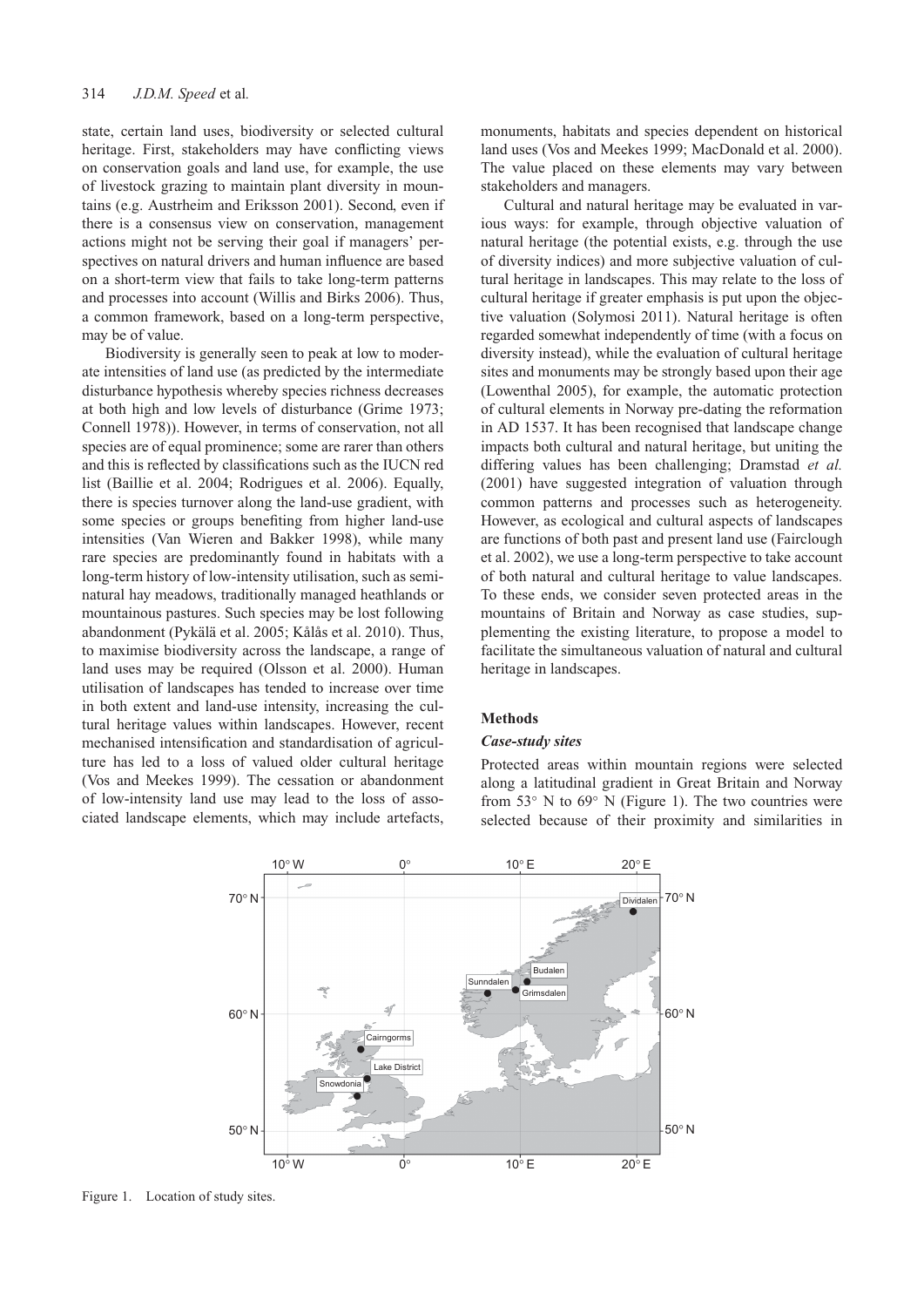state, certain land uses, biodiversity or selected cultural heritage. First, stakeholders may have conflicting views on conservation goals and land use, for example, the use of livestock grazing to maintain plant diversity in mountains (e.g. Austrheim and Eriksson 2001). Second, even if there is a consensus view on conservation, management actions might not be serving their goal if managers' perspectives on natural drivers and human influence are based on a short-term view that fails to take long-term patterns and processes into account (Willis and Birks 2006). Thus, a common framework, based on a long-term perspective, may be of value.

Biodiversity is generally seen to peak at low to moderate intensities of land use (as predicted by the intermediate disturbance hypothesis whereby species richness decreases at both high and low levels of disturbance (Grime 1973; Connell 1978)). However, in terms of conservation, not all species are of equal prominence; some are rarer than others and this is reflected by classifications such as the IUCN red list (Baillie et al. 2004; Rodrigues et al. 2006). Equally, there is species turnover along the land-use gradient, with some species or groups benefitting from higher land-use intensities (Van Wieren and Bakker 1998), while many rare species are predominantly found in habitats with a long-term history of low-intensity utilisation, such as semi-natural hay meadows, traditionally managed heathlands or mountainous pastures. Such species may be lost following abandonment (Pykälä et al. 2005; Kålås et al. 2010). Thus, to maximise biodiversity across the landscape, a range of land uses may be required (Olsson et al. 2000). Human utilisation of landscapes has tended to increase over time in both extent and land-use intensity, increasing the cultural heritage values within landscapes. However, recent mechanised intensification and standardisation of agriculture has led to a loss of valued older cultural heritage (Vos and Meekes 1999). The cessation or abandonment of low-intensity land use may lead to the loss of associated landscape elements, which may include artefacts, monuments, habitats and species dependent on historical land uses (Vos and Meekes 1999; MacDonald et al. 2000). The value placed on these elements may vary between stakeholders and managers.

Cultural and natural heritage may be evaluated in various ways: for example, through objective valuation of natural heritage (the potential exists, e.g. through the use of diversity indices) and more subjective valuation of cultural heritage in landscapes. This may relate to the loss of cultural heritage if greater emphasis is put upon the objective valuation (Solymosi 2011). Natural heritage is often regarded somewhat independently of time (with a focus on diversity instead), while the evaluation of cultural heritage sites and monuments may be strongly based upon their age (Lowenthal 2005), for example, the automatic protection of cultural elements in Norway pre-dating the reformation in AD 1537. It has been recognised that landscape change impacts both cultural and natural heritage, but uniting the differing values has been challenging; Dramstad *et al.* (2001) have suggested integration of valuation through common patterns and processes such as heterogeneity. However, as ecological and cultural aspects of landscapes are functions of both past and present land use (Fairclough et al. 2002), we use a long-term perspective to take account of both natural and cultural heritage to value landscapes. To these ends, we consider seven protected areas in the mountains of Britain and Norway as case studies, supplementing the existing literature, to propose a model to facilitate the simultaneous valuation of natural and cultural heritage in landscapes.

## Methods

### *Case-study sites*

Protected areas within mountain regions were selected along a latitudinal gradient in Great Britain and Norway from 53° N to 69° N (Figure 1). The two countries were selected because of their proximity and similarities in

Figure 1. Location of study sites.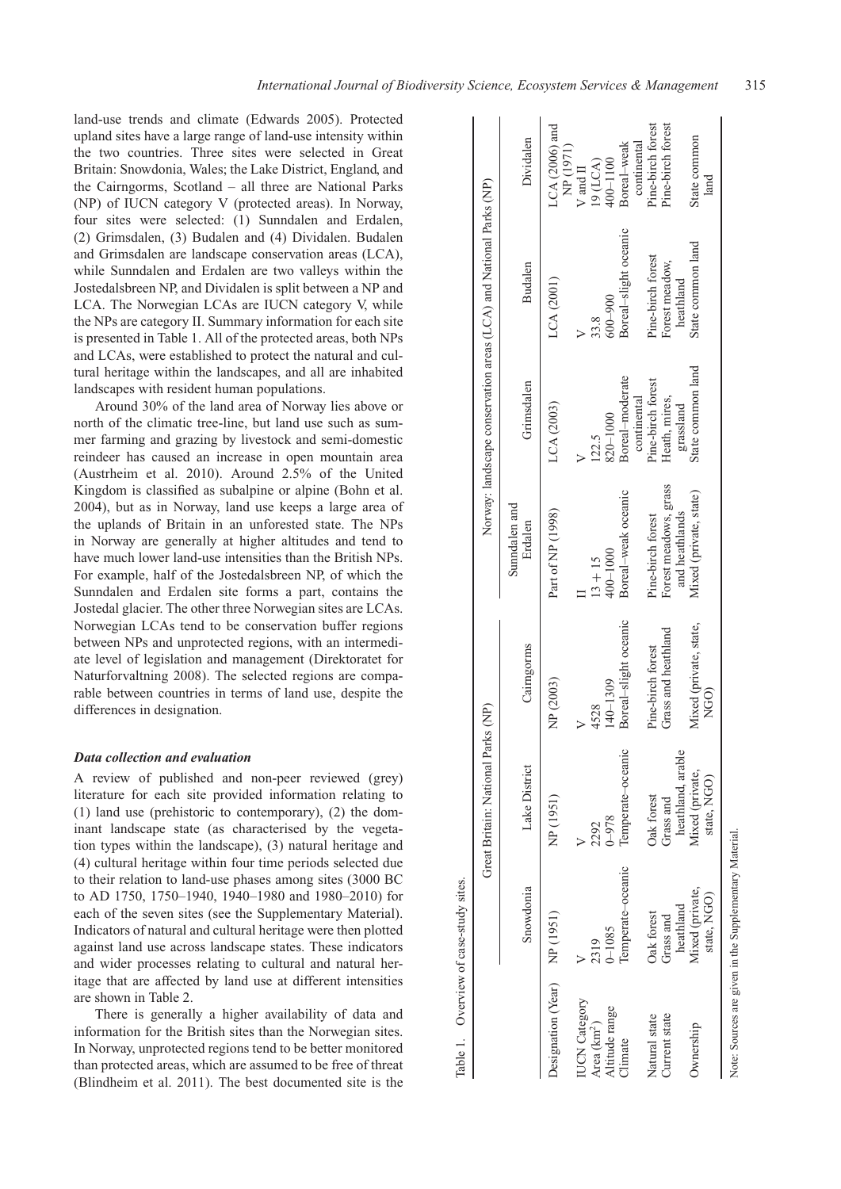land-use trends and climate (Edwards 2005). Protected upland sites have a large range of land-use intensity within the two countries. Three sites were selected in Great Britain: Snowdonia, Wales; the Lake District, England, and the Cairngorms, Scotland – all three are National Parks (NP) of IUCN category V (protected areas). In Norway, four sites were selected: (1) Sunndalen and Erdalen, (2) Grimsdalen, (3) Budalen and (4) Dividalen. Budalen and Grimsdalen are landscape conservation areas (LCA), while Sunndalen and Erdalen are two valleys within the Jostedalsbreen NP, and Dividalen is split between a NP and LCA. The Norwegian LCAs are IUCN category V, while the NPs are category II. Summary information for each site is presented in Table 1. All of the protected areas, both NPs and LCAs, were established to protect the natural and cultural heritage within the landscapes, and all are inhabited landscapes with resident human populations.

Around 30% of the land area of Norway lies above or north of the climatic tree-line, but land use such as summer farming and grazing by livestock and semi-domestic reindeer has caused an increase in open mountain area (Austrheim et al. 2010). Around 2.5% of the United Kingdom is classified as subalpine or alpine (Bohn et al. 2004), but as in Norway, land use keeps a large area of the uplands of Britain in an unforested state. The NPs in Norway are generally at higher altitudes and tend to have much lower land-use intensities than the British NPs. For example, half of the Jostedalsbreen NP, of which the Sunndalen and Erdalen site forms a part, contains the Jostedal glacier. The other three Norwegian sites are LCAs. Norwegian LCAs tend to be conservation buffer regions between NPs and unprotected regions, with an intermediate level of legislation and management (Direktoratet for Naturforvaltning 2008). The selected regions are comparable between countries in terms of land use, despite the differences in designation.

### *Data collection and evaluation*

A review of published and non-peer reviewed (grey) literature for each site provided information relating to (1) land use (prehistoric to contemporary), (2) the dominant landscape state (as characterised by the vegetation types within the landscape), (3) natural heritage and (4) cultural heritage within four time periods selected due to their relation to land-use phases among sites (3000 BC to AD 1750, 1750–1940, 1940–1980 and 1980–2010) for each of the seven sites (see the Supplementary Material). Indicators of natural and cultural heritage were then plotted against land use across landscape states. These indicators and wider processes relating to cultural and natural heritage that are affected by land use at different intensities are shown in Table 2.

There is generally a higher availability of data and information for the British sites than the Norwegian sites. In Norway, unprotected regions tend to be better monitored than protected areas, which are assumed to be free of threat (Blindheim et al. 2011). The best documented site is the

Table 1. Overview of case-study sites.

| | Great Britain: National Parks (NP) | | | Norway: landscape conservation areas (LCA) and National Parks (NP) | | | |
|---|---|---|---|---|---|---|---|
| | Snowdonia | Lake District | Cairngorms | Sunndalen and Erdalen | Grimsdalen | Budalen | Dividalen |
| Designation (Year) | NP (1951) | NP (1951) | NP (2003) | Part of NP (1998) | LCA (2003) | LCA (2001) | LCA (2006) and NP (1971) |
| IUCN Category | V | V | V | II | V | V | V and II |
| Area (km$^2$) | 2319 | 2292 | 4528 | 13 + 15 | 122.5 | 33.8 | 19 (LCA) |
| Altitude range | 0–1085 | 0–978 | 140–1309 | 400–1000 | 820–1000 | 600–900 | 400–1100 |
| Climate | Temperate–oceanic | Temperate–oceanic | Boreal–slight oceanic | Boreal–weak oceanic | Boreal–moderate continental | Boreal–slight oceanic | Boreal–weak continental |
| Natural state | Oak forest | Oak forest | Pine-birch forest | Pine-birch forest | Pine-birch forest | Pine-birch forest | Pine-birch forest |
| Current state | Grass and heathland | Grass and heathland, arable | Grass and heathland | Forest meadows, grass and heathlands | Heath, mires, grassland | Forest meadow, heathland | Pine-birch forest |
| Ownership | Mixed (private, state, NGO) | Mixed (private, state, NGO) | Mixed (private, state, NGO) | Mixed (private, state) | State common land | State common land | State common land |

Note: Sources are given in the Supplementary Material.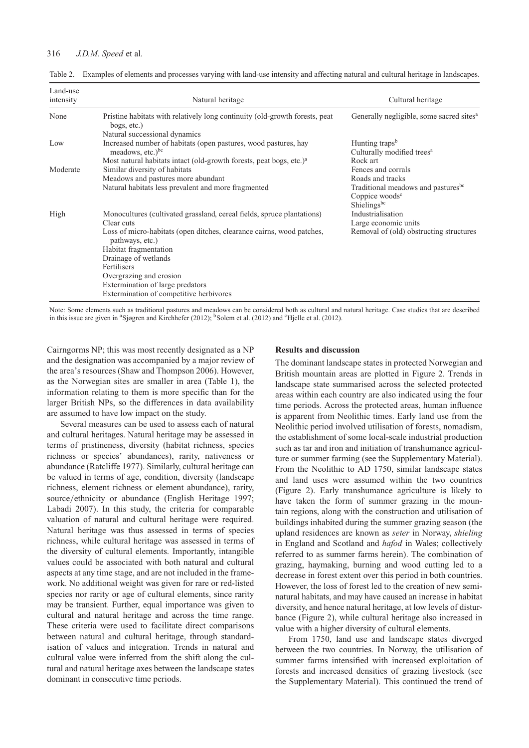Table 2. Examples of elements and processes varying with land-use intensity and affecting natural and cultural heritage in landscapes.

| Land-use intensity | Natural heritage | Cultural heritage |
|---|---|---|
| None | Pristine habitats with relatively long continuity (old-growth forests, peat bogs, etc.) | Generally negligible, some sacred sites[a] |
| | Natural successional dynamics | |
| Low | Increased number of habitats (open pastures, wood pastures, hay meadows, etc.)[bc] | Hunting traps[b] |
| | Most natural habitats intact (old-growth forests, peat bogs, etc.)[a] | Culturally modified trees[a] |
| | | Rock art |
| Moderate | Similar diversity of habitats | Fences and corrals |
| | Meadows and pastures more abundant | Roads and tracks |
| | Natural habitats less prevalent and more fragmented | Traditional meadows and pastures[bc] |
| | | Coppice woods[c] |
| | | Shielings[bc] |
| High | Monocultures (cultivated grassland, cereal fields, spruce plantations) | Industrialisation |
| | Clear cuts | Large economic units |
| | Loss of micro-habitats (open ditches, clearance cairns, wood patches, pathways, etc.) | Removal of (old) obstructing structures |
| | Habitat fragmentation | |
| | Drainage of wetlands | |
| | Fertilisers | |
| | Overgrazing and erosion | |
| | Extermination of large predators | |
| | Extermination of competitive herbivores | |

Note: Some elements such as traditional pastures and meadows can be considered both as cultural and natural heritage. Case studies that are described in this issue are given in [a]Sjøgren and Kirchhefer (2012); [b]Solem et al. (2012) and [c]Hjelle et al. (2012).

Cairngorms NP; this was most recently designated as a NP and the designation was accompanied by a major review of the area's resources (Shaw and Thompson 2006). However, as the Norwegian sites are smaller in area (Table 1), the information relating to them is more specific than for the larger British NPs, so the differences in data availability are assumed to have low impact on the study.

Several measures can be used to assess each of natural and cultural heritages. Natural heritage may be assessed in terms of pristineness, diversity (habitat richness, species richness or species' abundances), rarity, nativeness or abundance (Ratcliffe 1977). Similarly, cultural heritage can be valued in terms of age, condition, diversity (landscape richness, element richness or element abundance), rarity, source/ethnicity or abundance (English Heritage 1997; Labadi 2007). In this study, the criteria for comparable valuation of natural and cultural heritage were required. Natural heritage was thus assessed in terms of species richness, while cultural heritage was assessed in terms of the diversity of cultural elements. Importantly, intangible values could be associated with both natural and cultural aspects at any time stage, and are not included in the framework. No additional weight was given for rare or red-listed species nor rarity or age of cultural elements, since rarity may be transient. Further, equal importance was given to cultural and natural heritage and across the time range. These criteria were used to facilitate direct comparisons between natural and cultural heritage, through standardisation of values and integration. Trends in natural and cultural value were inferred from the shift along the cultural and natural heritage axes between the landscape states dominant in consecutive time periods.

## Results and discussion

The dominant landscape states in protected Norwegian and British mountain areas are plotted in Figure 2. Trends in landscape state summarised across the selected protected areas within each country are also indicated using the four time periods. Across the protected areas, human influence is apparent from Neolithic times. Early land use from the Neolithic period involved utilisation of forests, nomadism, the establishment of some local-scale industrial production such as tar and iron and initiation of transhumance agriculture or summer farming (see the Supplementary Material). From the Neolithic to AD 1750, similar landscape states and land uses were assumed within the two countries (Figure 2). Early transhumance agriculture is likely to have taken the form of summer grazing in the mountain regions, along with the construction and utilisation of buildings inhabited during the summer grazing season (the upland residences are known as *seter* in Norway, *shieling* in England and Scotland and *hafod* in Wales; collectively referred to as summer farms herein). The combination of grazing, haymaking, burning and wood cutting led to a decrease in forest extent over this period in both countries. However, the loss of forest led to the creation of new semi-natural habitats, and may have caused an increase in habitat diversity, and hence natural heritage, at low levels of disturbance (Figure 2), while cultural heritage also increased in value with a higher diversity of cultural elements.

From 1750, land use and landscape states diverged between the two countries. In Norway, the utilisation of summer farms intensified with increased exploitation of forests and increased densities of grazing livestock (see the Supplementary Material). This continued the trend of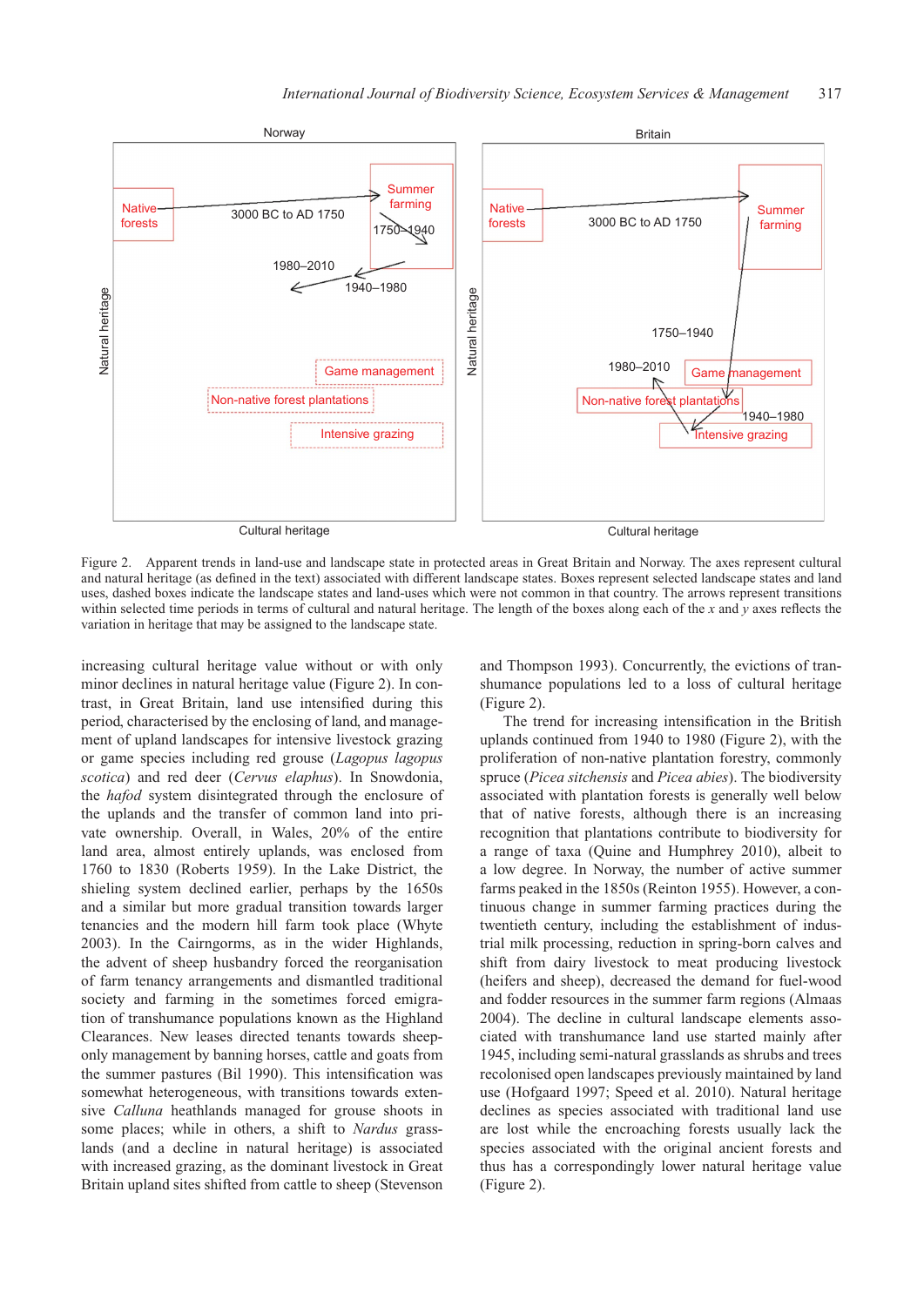Figure 2. Apparent trends in land-use and landscape state in protected areas in Great Britain and Norway. The axes represent cultural and natural heritage (as defined in the text) associated with different landscape states. Boxes represent selected landscape states and land uses, dashed boxes indicate the landscape states and land-uses which were not common in that country. The arrows represent transitions within selected time periods in terms of cultural and natural heritage. The length of the boxes along each of the *x* and *y* axes reflects the variation in heritage that may be assigned to the landscape state.

increasing cultural heritage value without or with only minor declines in natural heritage value (Figure 2). In contrast, in Great Britain, land use intensified during this period, characterised by the enclosing of land, and management of upland landscapes for intensive livestock grazing or game species including red grouse (*Lagopus lagopus scotica*) and red deer (*Cervus elaphus*). In Snowdonia, the *hafod* system disintegrated through the enclosure of the uplands and the transfer of common land into private ownership. Overall, in Wales, 20% of the entire land area, almost entirely uplands, was enclosed from 1760 to 1830 (Roberts 1959). In the Lake District, the shieling system declined earlier, perhaps by the 1650s and a similar but more gradual transition towards larger tenancies and the modern hill farm took place (Whyte 2003). In the Cairngorms, as in the wider Highlands, the advent of sheep husbandry forced the reorganisation of farm tenancy arrangements and dismantled traditional society and farming in the sometimes forced emigration of transhumance populations known as the Highland Clearances. New leases directed tenants towards sheep-only management by banning horses, cattle and goats from the summer pastures (Bil 1990). This intensification was somewhat heterogeneous, with transitions towards extensive *Calluna* heathlands managed for grouse shoots in some places; while in others, a shift to *Nardus* grasslands (and a decline in natural heritage) is associated with increased grazing, as the dominant livestock in Great Britain upland sites shifted from cattle to sheep (Stevenson and Thompson 1993). Concurrently, the evictions of transhumance populations led to a loss of cultural heritage (Figure 2).

The trend for increasing intensification in the British uplands continued from 1940 to 1980 (Figure 2), with the proliferation of non-native plantation forestry, commonly spruce (*Picea sitchensis* and *Picea abies*). The biodiversity associated with plantation forests is generally well below that of native forests, although there is an increasing recognition that plantations contribute to biodiversity for a range of taxa (Quine and Humphrey 2010), albeit to a low degree. In Norway, the number of active summer farms peaked in the 1850s (Reinton 1955). However, a continuous change in summer farming practices during the twentieth century, including the establishment of industrial milk processing, reduction in spring-born calves and shift from dairy livestock to meat producing livestock (heifers and sheep), decreased the demand for fuel-wood and fodder resources in the summer farm regions (Almaas 2004). The decline in cultural landscape elements associated with transhumance land use started mainly after 1945, including semi-natural grasslands as shrubs and trees recolonised open landscapes previously maintained by land use (Hofgaard 1997; Speed et al. 2010). Natural heritage declines as species associated with traditional land use are lost while the encroaching forests usually lack the species associated with the original ancient forests and thus has a correspondingly lower natural heritage value (Figure 2).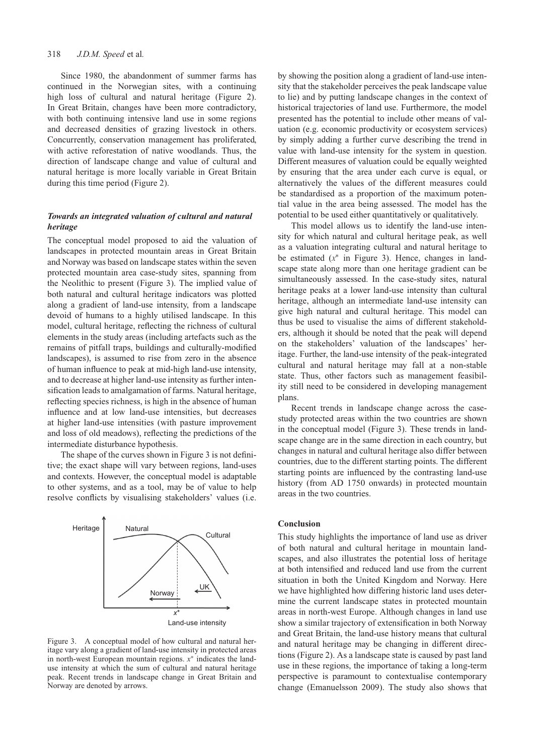Since 1980, the abandonment of summer farms has continued in the Norwegian sites, with a continuing high loss of cultural and natural heritage (Figure 2). In Great Britain, changes have been more contradictory, with both continuing intensive land use in some regions and decreased densities of grazing livestock in others. Concurrently, conservation management has proliferated, with active reforestation of native woodlands. Thus, the direction of landscape change and value of cultural and natural heritage is more locally variable in Great Britain during this time period (Figure 2).

### *Towards an integrated valuation of cultural and natural heritage*

The conceptual model proposed to aid the valuation of landscapes in protected mountain areas in Great Britain and Norway was based on landscape states within the seven protected mountain area case-study sites, spanning from the Neolithic to present (Figure 3). The implied value of both natural and cultural heritage indicators was plotted along a gradient of land-use intensity, from a landscape devoid of humans to a highly utilised landscape. In this model, cultural heritage, reflecting the richness of cultural elements in the study areas (including artefacts such as the remains of pitfall traps, buildings and culturally-modified landscapes), is assumed to rise from zero in the absence of human influence to peak at mid-high land-use intensity, and to decrease at higher land-use intensity as further intensification leads to amalgamation of farms. Natural heritage, reflecting species richness, is high in the absence of human influence and at low land-use intensities, but decreases at higher land-use intensities (with pasture improvement and loss of old meadows), reflecting the predictions of the intermediate disturbance hypothesis.

The shape of the curves shown in Figure 3 is not definitive; the exact shape will vary between regions, land-uses and contexts. However, the conceptual model is adaptable to other systems, and as a tool, may be of value to help resolve conflicts by visualising stakeholders' values (i.e. by showing the position along a gradient of land-use intensity that the stakeholder perceives the peak landscape value to lie) and by putting landscape changes in the context of historical trajectories of land use. Furthermore, the model presented has the potential to include other means of valuation (e.g. economic productivity or ecosystem services) by simply adding a further curve describing the trend in value with land-use intensity for the system in question. Different measures of valuation could be equally weighted by ensuring that the area under each curve is equal, or alternatively the values of the different measures could be standardised as a proportion of the maximum potential value in the area being assessed. The model has the potential to be used either quantitatively or qualitatively.

This model allows us to identify the land-use intensity for which natural and cultural heritage peak, as well as a valuation integrating cultural and natural heritage to be estimated ($x^*$ in Figure 3). Hence, changes in landscape state along more than one heritage gradient can be simultaneously assessed. In the case-study sites, natural heritage peaks at a lower land-use intensity than cultural heritage, although an intermediate land-use intensity can give high natural and cultural heritage. This model can thus be used to visualise the aims of different stakeholders, although it should be noted that the peak will depend on the stakeholders' valuation of the landscapes' heritage. Further, the land-use intensity of the peak-integrated cultural and natural heritage may fall at a non-stable state. Thus, other factors such as management feasibility still need to be considered in developing management plans.

Recent trends in landscape change across the case-study protected areas within the two countries are shown in the conceptual model (Figure 3). These trends in landscape change are in the same direction in each country, but changes in natural and cultural heritage also differ between countries, due to the different starting points. The different starting points are influenced by the contrasting land-use history (from AD 1750 onwards) in protected mountain areas in the two countries.

Figure 3. A conceptual model of how cultural and natural heritage vary along a gradient of land-use intensity in protected areas in north-west European mountain regions. $x^*$ indicates the land-use intensity at which the sum of cultural and natural heritage peak. Recent trends in landscape change in Great Britain and Norway are denoted by arrows.

### Conclusion

This study highlights the importance of land use as driver of both natural and cultural heritage in mountain landscapes, and also illustrates the potential loss of heritage at both intensified and reduced land use from the current situation in both the United Kingdom and Norway. Here we have highlighted how differing historic land uses determine the current landscape states in protected mountain areas in north-west Europe. Although changes in land use show a similar trajectory of extensification in both Norway and Great Britain, the land-use history means that cultural and natural heritage may be changing in different directions (Figure 2). As a landscape state is caused by past land use in these regions, the importance of taking a long-term perspective is paramount to contextualise contemporary change (Emanuelsson 2009). The study also shows that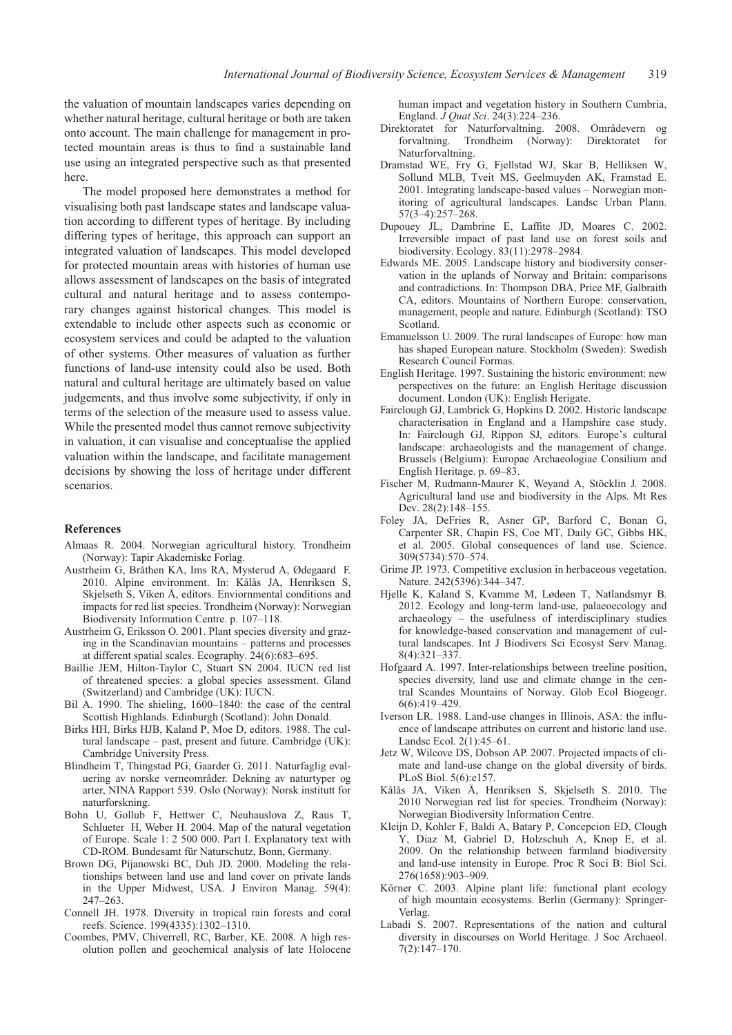the valuation of mountain landscapes varies depending on whether natural heritage, cultural heritage or both are taken onto account. The main challenge for management in protected mountain areas is thus to find a sustainable land use using an integrated perspective such as that presented here.

The model proposed here demonstrates a method for visualising both past landscape states and landscape valuation according to different types of heritage. By including differing types of heritage, this approach can support an integrated valuation of landscapes. This model developed for protected mountain areas with histories of human use allows assessment of landscapes on the basis of integrated cultural and natural heritage and to assess contemporary changes against historical changes. This model is extendable to include other aspects such as economic or ecosystem services and could be adapted to the valuation of other systems. Other measures of valuation as further functions of land-use intensity could also be used. Both natural and cultural heritage are ultimately based on value judgements, and thus involve some subjectivity, if only in terms of the selection of the measure used to assess value. While the presented model thus cannot remove subjectivity in valuation, it can visualise and conceptualise the applied valuation within the landscape, and facilitate management decisions by showing the loss of heritage under different scenarios.

## References

Almaas R. 2004. Norwegian agricultural history. Trondheim (Norway): Tapir Akademiske Forlag.

Austrheim G, Bråthen KA, Ims RA, Mysterud A, Ødegaard F. 2010. Alpine environment. In: Kålås JA, Henriksen S, Skjelseth S, Viken Å, editors. Enviornmental conditions and impacts for red list species. Trondheim (Norway): Norwegian Biodiversity Information Centre. p. 107–118.

Austrheim G, Eriksson O. 2001. Plant species diversity and grazing in the Scandinavian mountains – patterns and processes at different spatial scales. Ecography. 24(6):683–695.

Baillie JEM, Hilton-Taylor C, Stuart SN 2004. IUCN red list of threatened species: a global species assessment. Gland (Switzerland) and Cambridge (UK): IUCN.

Bil A. 1990. The shieling, 1600–1840: the case of the central Scottish Highlands. Edinburgh (Scotland): John Donald.

Birks HH, Birks HJB, Kaland P, Moe D, editors. 1988. The cultural landscape – past, present and future. Cambridge (UK): Cambridge University Press.

Blindheim T, Thingstad PG, Gaarder G. 2011. Naturfaglig evaluering av norske verneområder. Dekning av naturtyper og arter, NINA Rapport 539. Oslo (Norway): Norsk institutt for naturforskning.

Bohn U, Gollub F, Hettwer C, Neuhauslova Z, Raus T, Schlueter H, Weber H. 2004. Map of the natural vegetation of Europe. Scale 1: 2 500 000. Part I. Explanatory text with CD-ROM. Bundesamt für Naturschutz, Bonn, Germany.

Brown DG, Pijanowski BC, Duh JD. 2000. Modeling the relationships between land use and land cover on private lands in the Upper Midwest, USA. J Environ Manag. 59(4): 247–263.

Connell JH. 1978. Diversity in tropical rain forests and coral reefs. Science. 199(4335):1302–1310.

Coombes, PMV, Chiverrell, RC, Barber, KE. 2008. A high resolution pollen and geochemical analysis of late Holocene human impact and vegetation history in Southern Cumbria, England. *J Quat Sci*. 24(3):224–236.

Direktoratet for Naturforvaltning. 2008. Områdevern og forvaltning. Trondheim (Norway): Direktoratet for Naturforvaltning.

Dramstad WE, Fry G, Fjellstad WJ, Skar B, Helliksen W, Sollund MLB, Tveit MS, Geelmuyden AK, Framstad E. 2001. Integrating landscape-based values – Norwegian monitoring of agricultural landscapes. Landsc Urban Plann. 57(3–4):257–268.

Dupouey JL, Dambrine E, Laffite JD, Moares C. 2002. Irreversible impact of past land use on forest soils and biodiversity. Ecology. 83(11):2978–2984.

Edwards ME. 2005. Landscape history and biodiversity conservation in the uplands of Norway and Britain: comparisons and contradictions. In: Thompson DBA, Price MF, Galbraith CA, editors. Mountains of Northern Europe: conservation, management, people and nature. Edinburgh (Scotland): TSO Scotland.

Emanuelsson U. 2009. The rural landscapes of Europe: how man has shaped European nature. Stockholm (Sweden): Swedish Research Council Formas.

English Heritage. 1997. Sustaining the historic environment: new perspectives on the future: an English Heritage discussion document. London (UK): English Herigate.

Fairclough GJ, Lambrick G, Hopkins D. 2002. Historic landscape characterisation in England and a Hampshire case study. In: Fairclough GJ, Rippon SJ, editors. Europe's cultural landscape: archaeologists and the management of change. Brussels (Belgium): Europae Archaeologiae Consilium and English Heritage. p. 69–83.

Fischer M, Rudmann-Maurer K, Weyand A, Stöcklin J. 2008. Agricultural land use and biodiversity in the Alps. Mt Res Dev. 28(2):148–155.

Foley JA, DeFries R, Asner GP, Barford C, Bonan G, Carpenter SR, Chapin FS, Coe MT, Daily GC, Gibbs HK, et al. 2005. Global consequences of land use. Science. 309(5734):570–574.

Grime JP. 1973. Competitive exclusion in herbaceous vegetation. Nature. 242(5396):344–347.

Hjelle K, Kaland S, Kvamme M, Lødøen T, Natlandsmyr B. 2012. Ecology and long-term land-use, palaeoecology and archaeology – the usefulness of interdisciplinary studies for knowledge-based conservation and management of cultural landscapes. Int J Biodivers Sci Ecosyst Serv Manag. 8(4):321–337.

Hofgaard A. 1997. Inter-relationships between treeline position, species diversity, land use and climate change in the central Scandes Mountains of Norway. Glob Ecol Biogeogr. 6(6):419–429.

Iverson LR. 1988. Land-use changes in Illinois, ASA: the influence of landscape attributes on current and historic land use. Landsc Ecol. 2(1):45–61.

Jetz W, Wilcove DS, Dobson AP. 2007. Projected impacts of climate and land-use change on the global diversity of birds. PLoS Biol. 5(6):e157.

Kålås JA, Viken Å, Henriksen S, Skjelseth S. 2010. The 2010 Norwegian red list for species. Trondheim (Norway): Norwegian Biodiversity Information Centre.

Kleijn D, Kohler F, Baldi A, Batary P, Concepcion ED, Clough Y, Diaz M, Gabriel D, Holzschuh A, Knop E, et al. 2009. On the relationship between farmland biodiversity and land-use intensity in Europe. Proc R Soci B: Biol Sci. 276(1658):903–909.

Körner C. 2003. Alpine plant life: functional plant ecology of high mountain ecosystems. Berlin (Germany): Springer-Verlag.

Labadi S. 2007. Representations of the nation and cultural diversity in discourses on World Heritage. J Soc Archaeol. 7(2):147–170.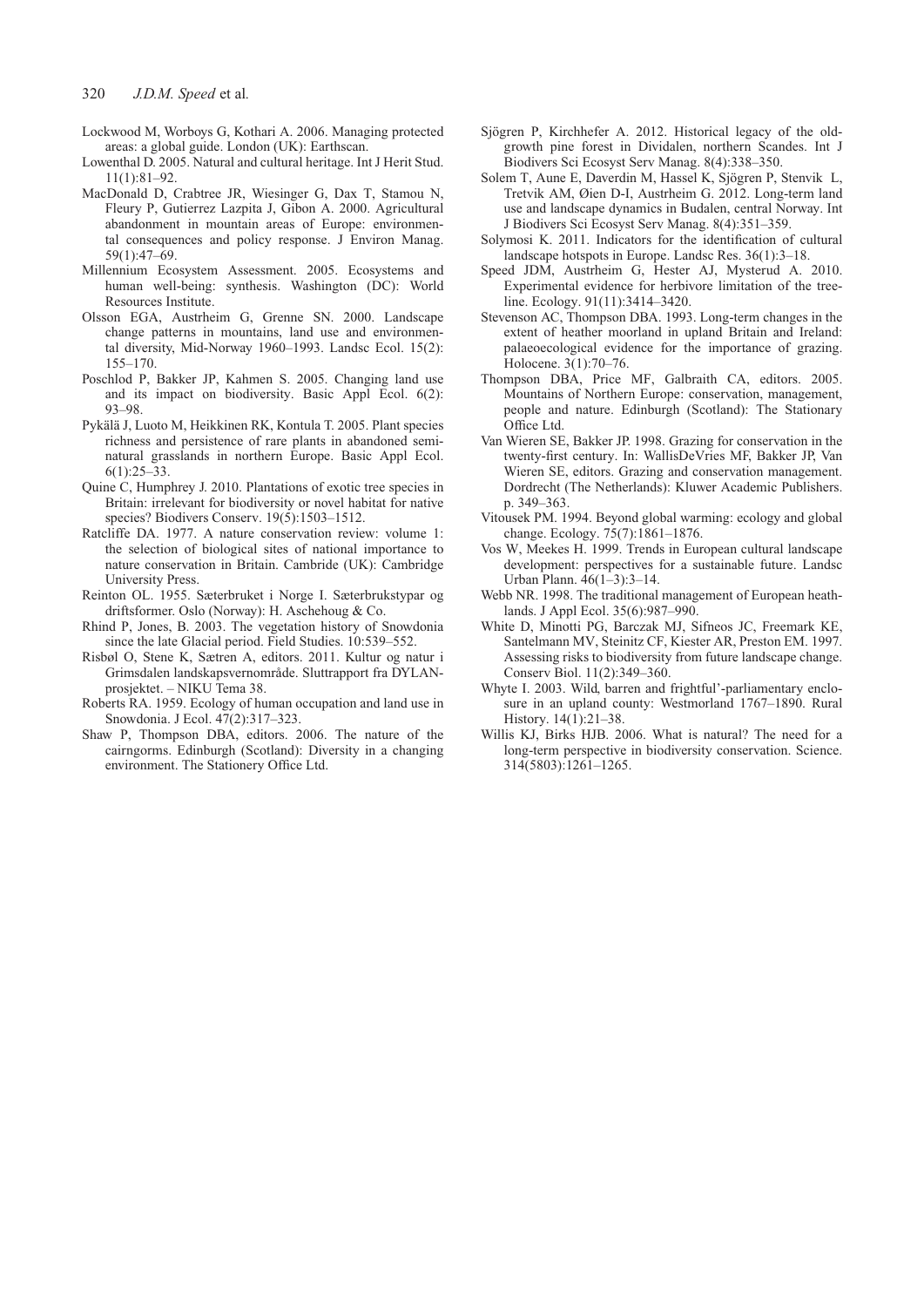Lockwood M, Worboys G, Kothari A. 2006. Managing protected areas: a global guide. London (UK): Earthscan.

Lowenthal D. 2005. Natural and cultural heritage. Int J Herit Stud. 11(1):81–92.

MacDonald D, Crabtree JR, Wiesinger G, Dax T, Stamou N, Fleury P, Gutierrez Lazpita J, Gibon A. 2000. Agricultural abandonment in mountain areas of Europe: environmental consequences and policy response. J Environ Manag. 59(1):47–69.

Millennium Ecosystem Assessment. 2005. Ecosystems and human well-being: synthesis. Washington (DC): World Resources Institute.

Olsson EGA, Austrheim G, Grenne SN. 2000. Landscape change patterns in mountains, land use and environmental diversity, Mid-Norway 1960–1993. Landsc Ecol. 15(2): 155–170.

Poschlod P, Bakker JP, Kahmen S. 2005. Changing land use and its impact on biodiversity. Basic Appl Ecol. 6(2): 93–98.

Pykälä J, Luoto M, Heikkinen RK, Kontula T. 2005. Plant species richness and persistence of rare plants in abandoned semi-natural grasslands in northern Europe. Basic Appl Ecol. 6(1):25–33.

Quine C, Humphrey J. 2010. Plantations of exotic tree species in Britain: irrelevant for biodiversity or novel habitat for native species? Biodivers Conserv. 19(5):1503–1512.

Ratcliffe DA. 1977. A nature conservation review: volume 1: the selection of biological sites of national importance to nature conservation in Britain. Cambridge (UK): Cambridge University Press.

Reinton OL. 1955. Sæterbruket i Norge I. Sæterbrukstypar og driftsformer. Oslo (Norway): H. Aschehoug & Co.

Rhind P, Jones, B. 2003. The vegetation history of Snowdonia since the late Glacial period. Field Studies. 10:539–552.

Risbøl O, Stene K, Sætren A, editors. 2011. Kultur og natur i Grimsdalen landskapsvernområde. Sluttrapport fra DYLAN-prosjektet. – NIKU Tema 38.

Roberts RA. 1959. Ecology of human occupation and land use in Snowdonia. J Ecol. 47(2):317–323.

Shaw P, Thompson DBA, editors. 2006. The nature of the cairngorms. Edinburgh (Scotland): Diversity in a changing environment. The Stationery Office Ltd.

Sjögren P, Kirchhefer A. 2012. Historical legacy of the old-growth pine forest in Dividalen, northern Scandes. Int J Biodivers Sci Ecosyst Serv Manag. 8(4):338–350.

Solem T, Aune E, Daverdin M, Hassel K, Sjögren P, Stenvik L, Tretvik AM, Øien D-I, Austrheim G. 2012. Long-term land use and landscape dynamics in Budalen, central Norway. Int J Biodivers Sci Ecosyst Serv Manag. 8(4):351–359.

Solymosi K. 2011. Indicators for the identification of cultural landscape hotspots in Europe. Landsc Res. 36(1):3–18.

Speed JDM, Austrheim G, Hester AJ, Mysterud A. 2010. Experimental evidence for herbivore limitation of the treeline. Ecology. 91(11):3414–3420.

Stevenson AC, Thompson DBA. 1993. Long-term changes in the extent of heather moorland in upland Britain and Ireland: palaeoecological evidence for the importance of grazing. Holocene. 3(1):70–76.

Thompson DBA, Price MF, Galbraith CA, editors. 2005. Mountains of Northern Europe: conservation, management, people and nature. Edinburgh (Scotland): The Stationary Office Ltd.

Van Wieren SE, Bakker JP. 1998. Grazing for conservation in the twenty-first century. In: WallisDeVries MF, Bakker JP, Van Wieren SE, editors. Grazing and conservation management. Dordrecht (The Netherlands): Kluwer Academic Publishers. p. 349–363.

Vitousek PM. 1994. Beyond global warming: ecology and global change. Ecology. 75(7):1861–1876.

Vos W, Meekes H. 1999. Trends in European cultural landscape development: perspectives for a sustainable future. Landsc Urban Plann. 46(1–3):3–14.

Webb NR. 1998. The traditional management of European heathlands. J Appl Ecol. 35(6):987–990.

White D, Minotti PG, Barczak MJ, Sifneos JC, Freemark KE, Santelmann MV, Steinitz CF, Kiester AR, Preston EM. 1997. Assessing risks to biodiversity from future landscape change. Conserv Biol. 11(2):349–360.

Whyte I. 2003. Wild, barren and frightful'-parliamentary enclosure in an upland county: Westmorland 1767–1890. Rural History. 14(1):21–38.

Willis KJ, Birks HJB. 2006. What is natural? The need for a long-term perspective in biodiversity conservation. Science. 314(5803):1261–1265.